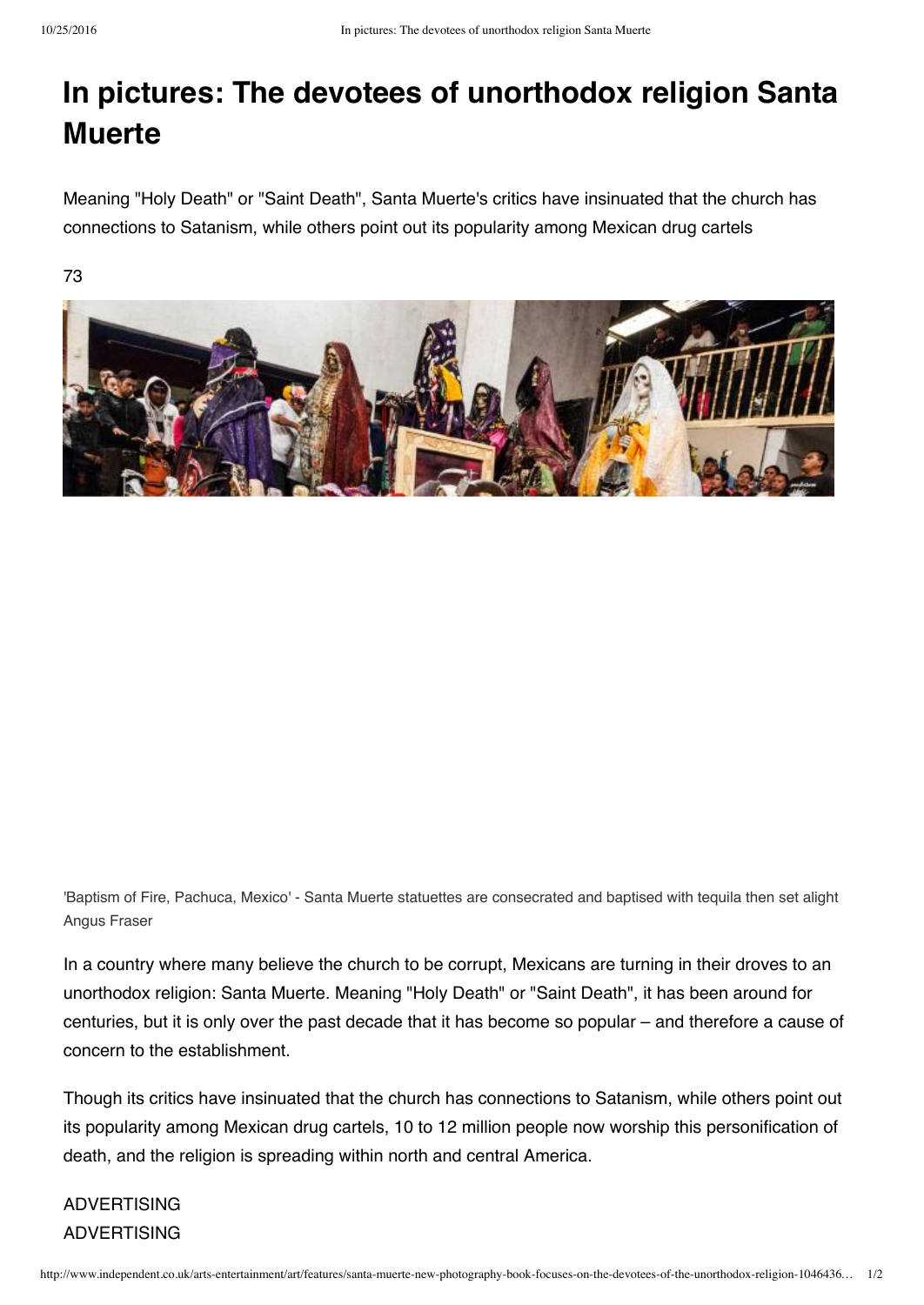# In pictures: The devotees of unorthodox religion Santa Muerte

Meaning "Holy Death" or "Saint Death", Santa Muerte's critics have insinuated that the church has connections to Satanism, while others point out its popularity among Mexican drug cartels

73

'Baptism of Fire, Pachuca, Mexico' - Santa Muerte statuettes are consecrated and baptised with tequila then set alight
Angus Fraser

In a country where many believe the church to be corrupt, Mexicans are turning in their droves to an unorthodox religion: Santa Muerte. Meaning "Holy Death" or "Saint Death", it has been around for centuries, but it is only over the past decade that it has become so popular – and therefore a cause of concern to the establishment.

Though its critics have insinuated that the church has connections to Satanism, while others point out its popularity among Mexican drug cartels, 10 to 12 million people now worship this personification of death, and the religion is spreading within north and central America.

ADVERTISING
ADVERTISING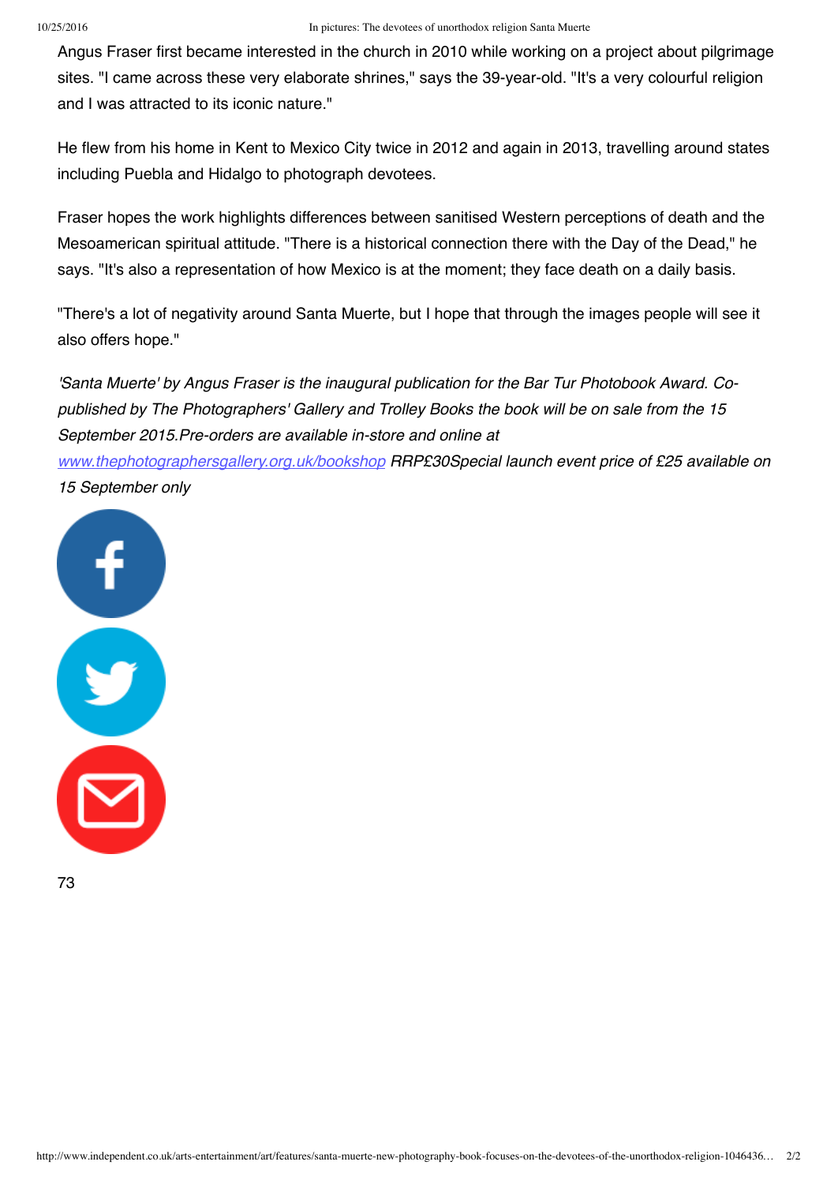Angus Fraser first became interested in the church in 2010 while working on a project about pilgrimage sites. "I came across these very elaborate shrines," says the 39-year-old. "It's a very colourful religion and I was attracted to its iconic nature."

He flew from his home in Kent to Mexico City twice in 2012 and again in 2013, travelling around states including Puebla and Hidalgo to photograph devotees.

Fraser hopes the work highlights differences between sanitised Western perceptions of death and the Mesoamerican spiritual attitude. "There is a historical connection there with the Day of the Dead," he says. "It's also a representation of how Mexico is at the moment; they face death on a daily basis.

"There's a lot of negativity around Santa Muerte, but I hope that through the images people will see it also offers hope."

*'Santa Muerte' by Angus Fraser is the inaugural publication for the Bar Tur Photobook Award. Co-published by The Photographers' Gallery and Trolley Books the book will be on sale from the 15 September 2015.Pre-orders are available in-store and online at [www.thephotographersgallery.org.uk/bookshop](http://www.thephotographersgallery.org.uk/bookshop) RRP£30Special launch event price of £25 available on 15 September only*

73